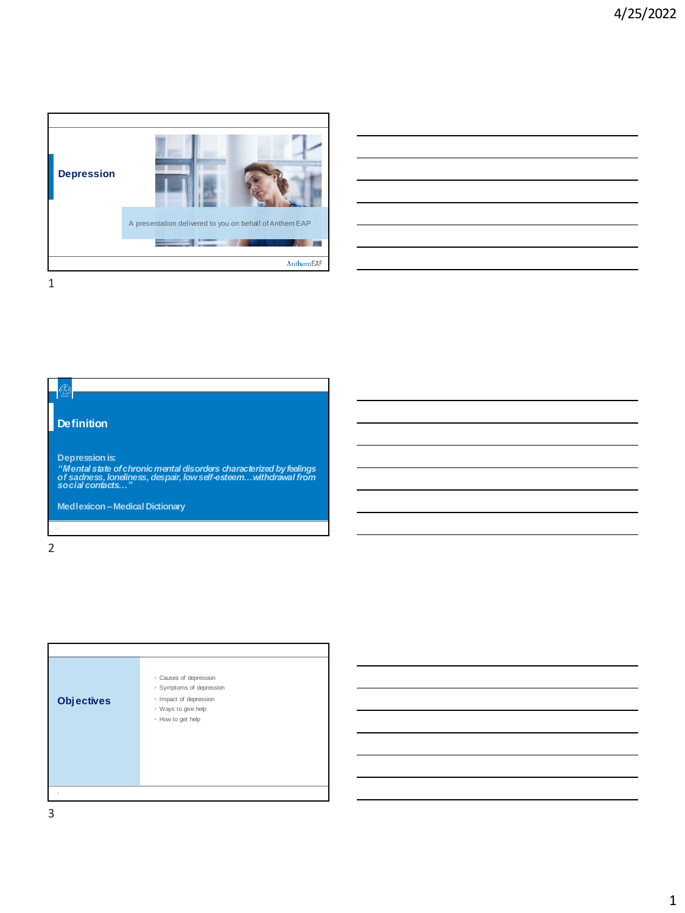## Depression

A presentation delivered to you on behalf of Anthem EAP

AnthemEAP

## Definition

Depression is:

*"Mental state of chronic mental disorders characterized by feelings of sadness, loneliness, despair, low self-esteem…withdrawal from social contacts…"*

Medlexicon – Medical Dictionary

## Objectives

- Causes of depression
- Symptoms of depression
- Impact of depression
- Ways to give help
- How to get help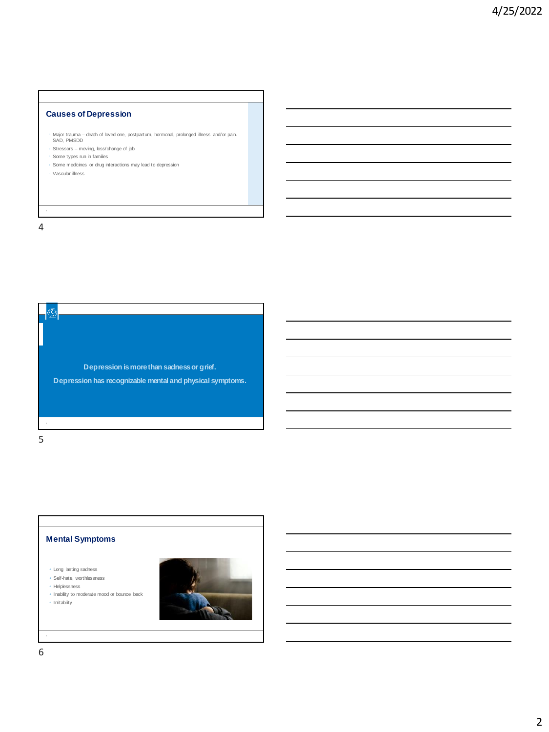## Causes of Depression

- Major trauma – death of loved one, postpartum, hormonal, prolonged illness and/or pain. SAD, PMSDD
- Stressors – moving, loss/change of job
- Some types run in families
- Some medicines or drug interactions may lead to depression
- Vascular illness

Depression is more than sadness or grief.

Depression has recognizable mental and physical symptoms.

## Mental Symptoms

- Long lasting sadness
- Self-hate, worthlessness
- Helplessness
- Inability to moderate mood or bounce back
- Irritability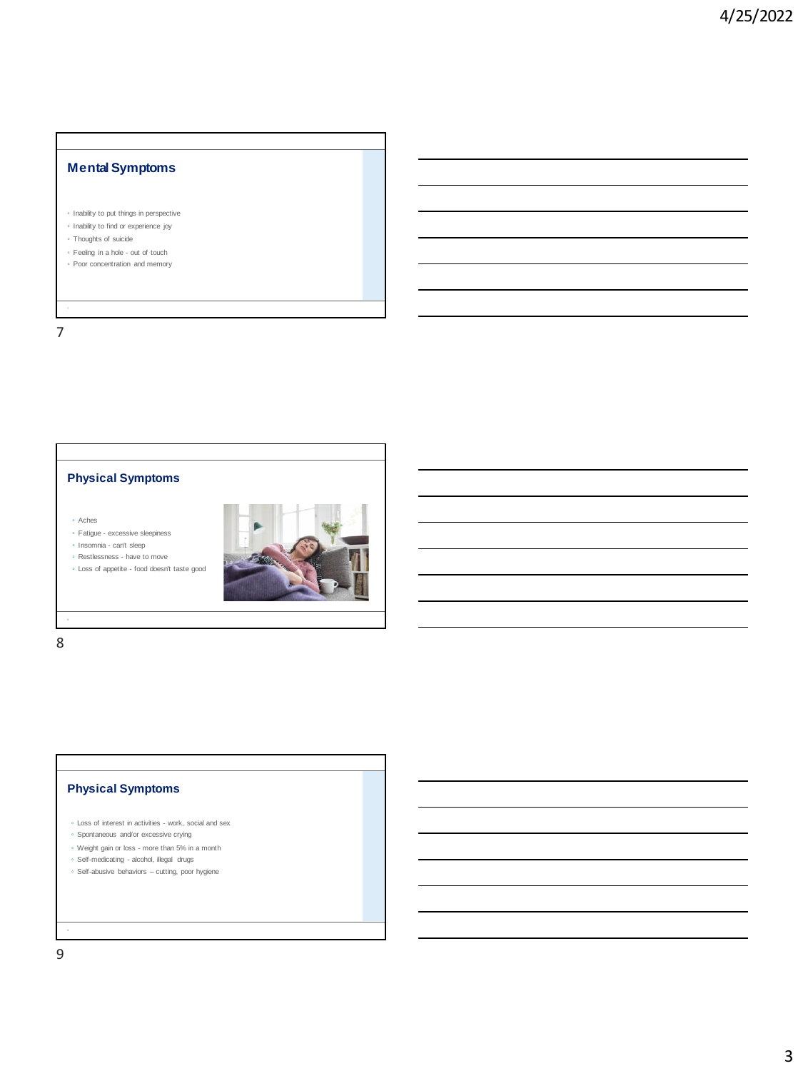## Mental Symptoms

- Inability to put things in perspective
- Inability to find or experience joy
- Thoughts of suicide
- Feeling in a hole - out of touch
- Poor concentration and memory

## Physical Symptoms

- Aches
- Fatigue - excessive sleepiness
- Insomnia - can't sleep
- Restlessness - have to move
- Loss of appetite - food doesn't taste good

## Physical Symptoms

- Loss of interest in activities - work, social and sex
- Spontaneous and/or excessive crying
- Weight gain or loss - more than 5% in a month
- Self-medicating - alcohol, illegal drugs
- Self-abusive behaviors – cutting, poor hygiene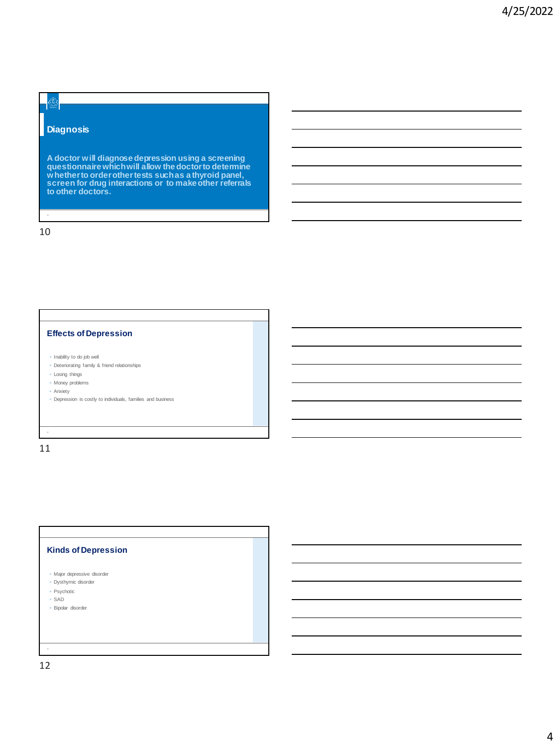## Diagnosis

**A doctor will diagnose depression using a screening questionnaire which will allow the doctor to determine whether to order other tests such as a thyroid panel, screen for drug interactions or to make other referrals to other doctors.**

## Effects of Depression

- Inability to do job well
- Deteriorating family & friend relationships
- Losing things
- Money problems
- Anxiety
- Depression is costly to individuals, families and business

## Kinds of Depression

- Major depressive disorder
- Dysthymic disorder
- Psychotic
- SAD
- Bipolar disorder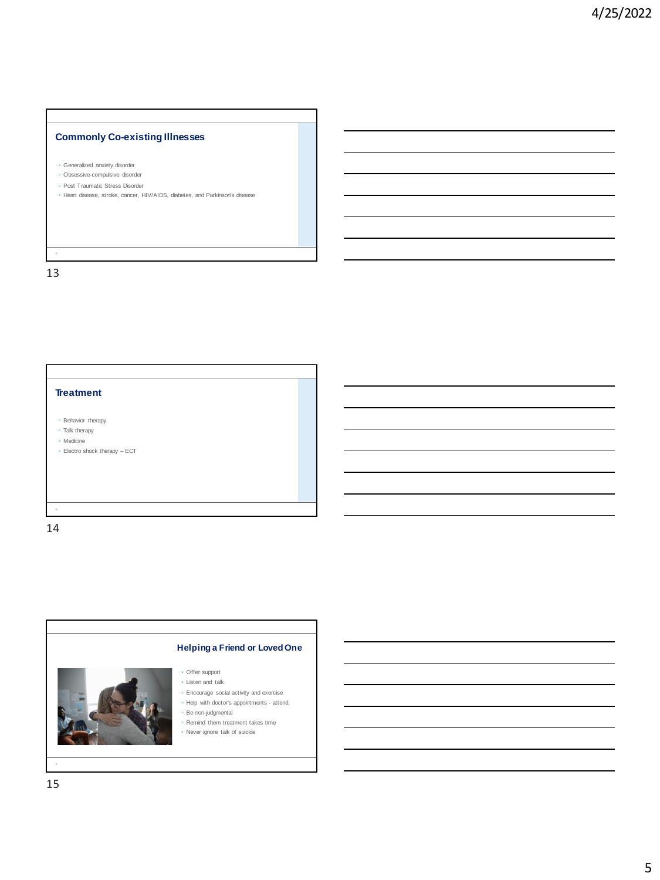## Commonly Co-existing Illnesses

- Generalized anxiety disorder
- Obsessive-compulsive disorder
- Post Traumatic Stress Disorder
- Heart disease, stroke, cancer, HIV/AIDS, diabetes, and Parkinson's disease

## Treatment

- Behavior therapy
- Talk therapy
- Medicine
- Electro shock therapy – ECT

## Helping a Friend or Loved One

- Offer support
- Listen and talk
- Encourage social activity and exercise
- Help with doctor's appointments - attend,
- Be non-judgmental
- Remind them treatment takes time
- Never ignore talk of suicide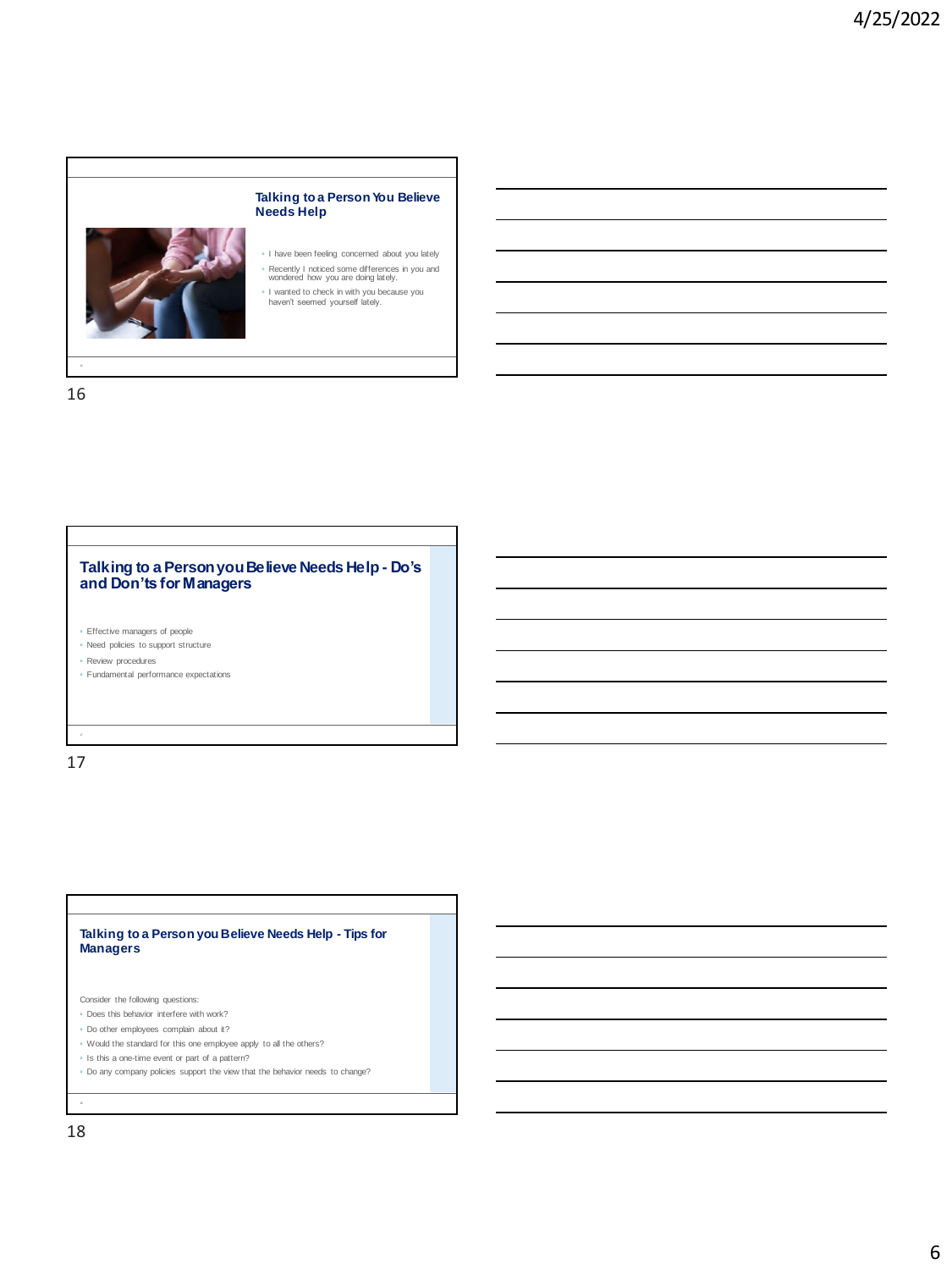## Talking to a Person You Believe Needs Help

- I have been feeling concerned about you lately
- Recently I noticed some differences in you and wondered how you are doing lately.
- I wanted to check in with you because you haven't seemed yourself lately.

## Talking to a Person you Believe Needs Help - Do's and Don'ts for Managers

- Effective managers of people
- Need policies to support structure
- Review procedures
- Fundamental performance expectations

## Talking to a Person you Believe Needs Help - Tips for Managers

Consider the following questions:

- Does this behavior interfere with work?
- Do other employees complain about it?
- Would the standard for this one employee apply to all the others?
- Is this a one-time event or part of a pattern?
- Do any company policies support the view that the behavior needs to change?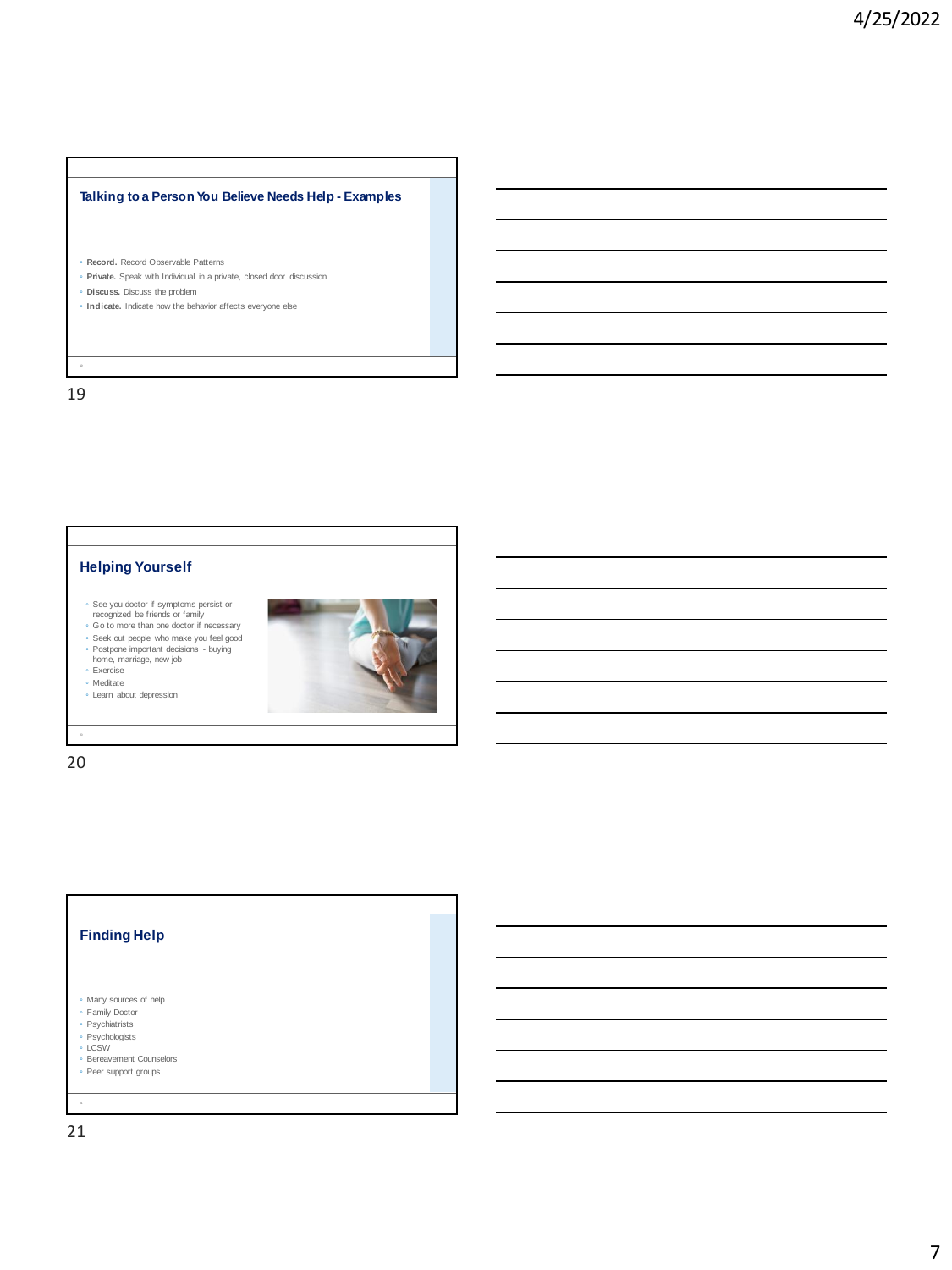## Talking to a Person You Believe Needs Help - Examples

- **Record.** Record Observable Patterns
- **Private.** Speak with Individual in a private, closed door discussion
- **Discuss.** Discuss the problem
- **Indicate.** Indicate how the behavior affects everyone else

## Helping Yourself

- See you doctor if symptoms persist or recognized be friends or family
- Go to more than one doctor if necessary
- Seek out people who make you feel good
- Postpone important decisions - buying home, marriage, new job
- Exercise
- Meditate
- Learn about depression

## Finding Help

- Many sources of help
- Family Doctor
- Psychiatrists
- Psychologists
- LCSW
- Bereavement Counselors
- Peer support groups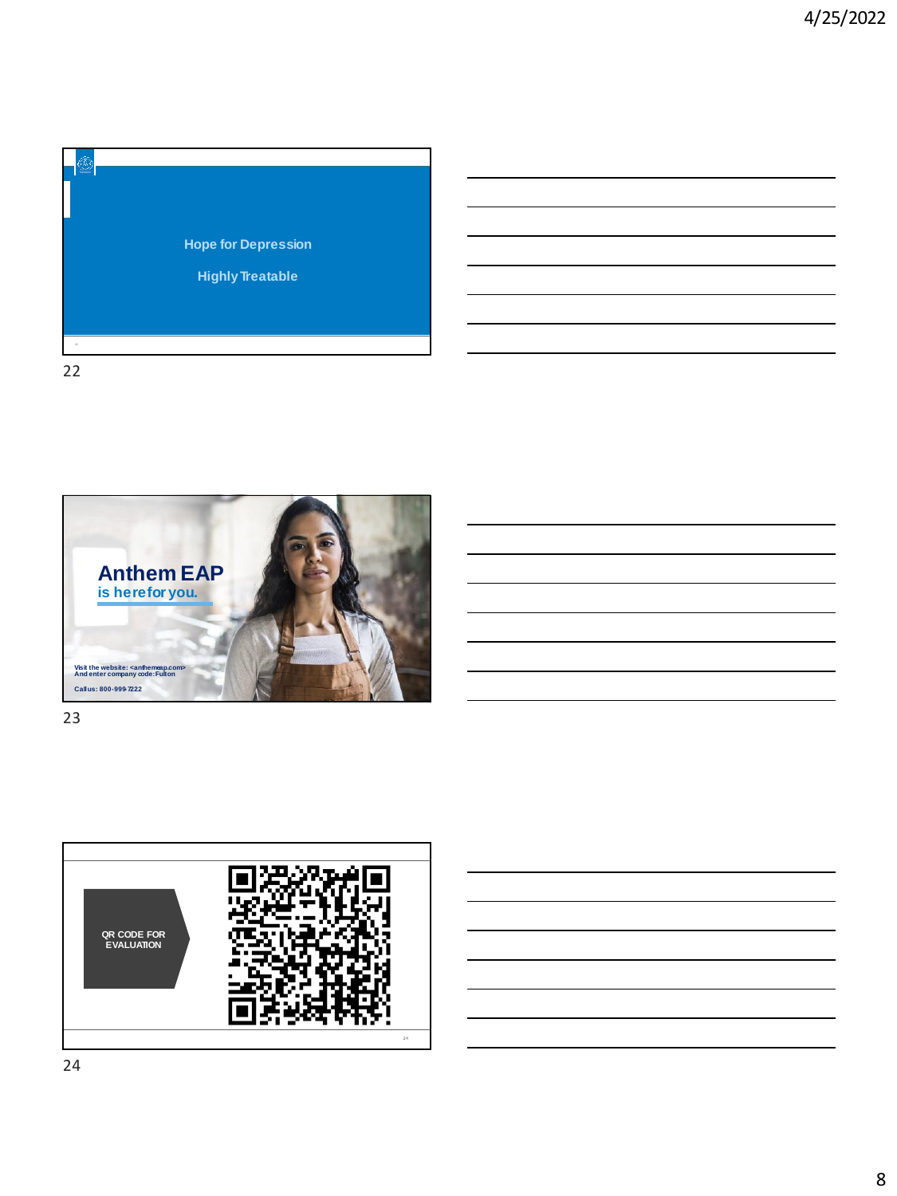Hope for Depression

Highly Treatable

22

**Anthem EAP**
is here for you.

Visit the website: <anthemeap.com>
And enter company code: Fulton

Call us: 800-999-7222

23

QR CODE FOR EVALUATION

24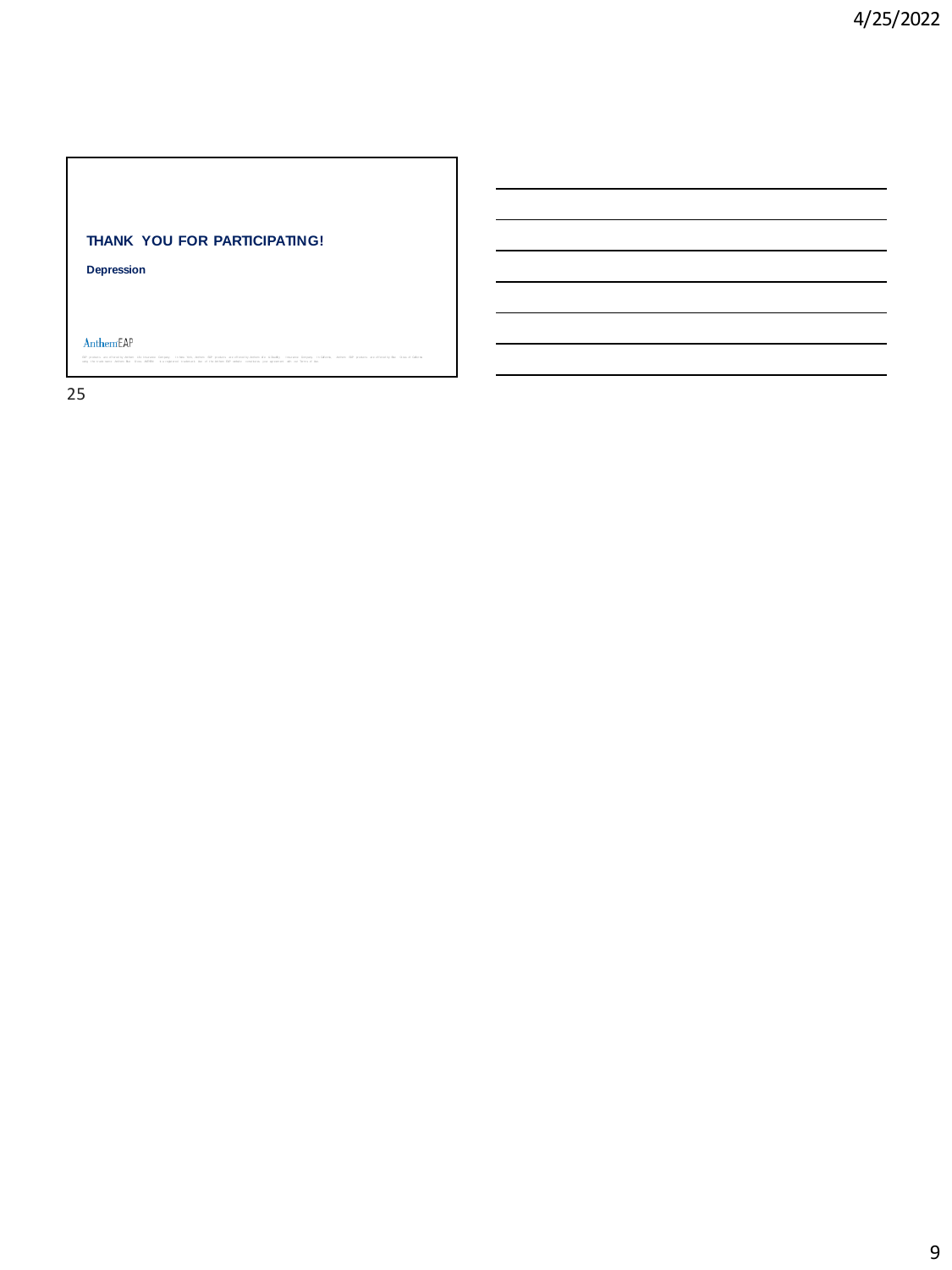**THANK YOU FOR PARTICIPATING!**

**Depression**

AnthemEAP